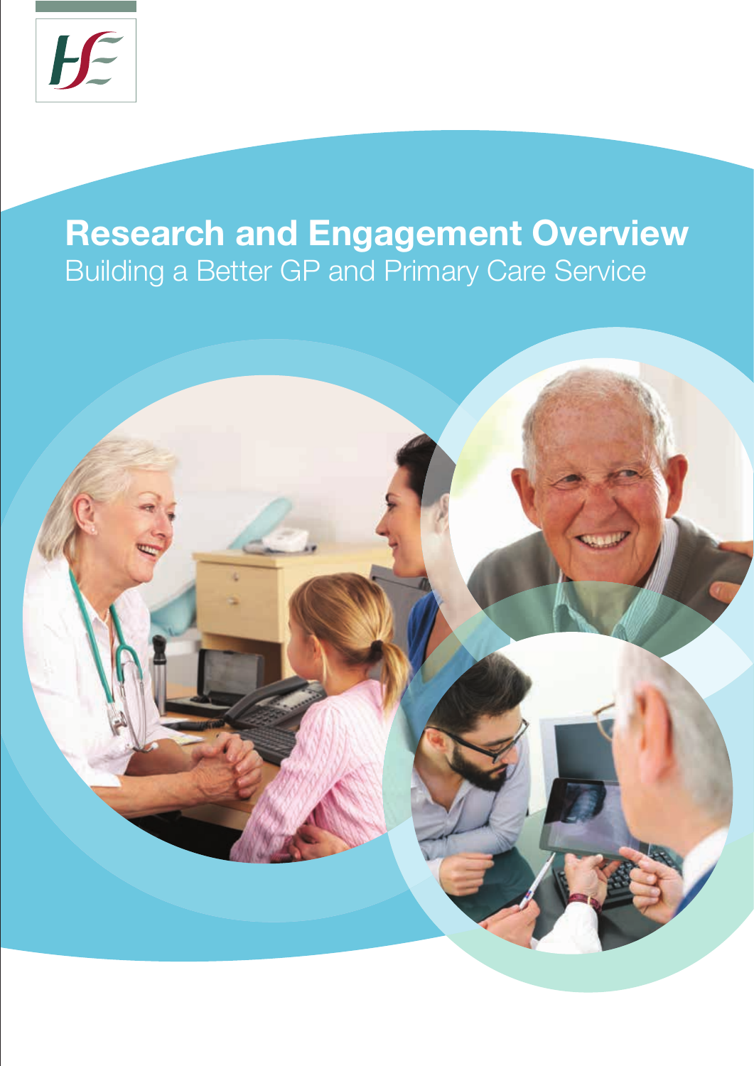# Research and Engagement Overview

## Building a Better GP and Primary Care Service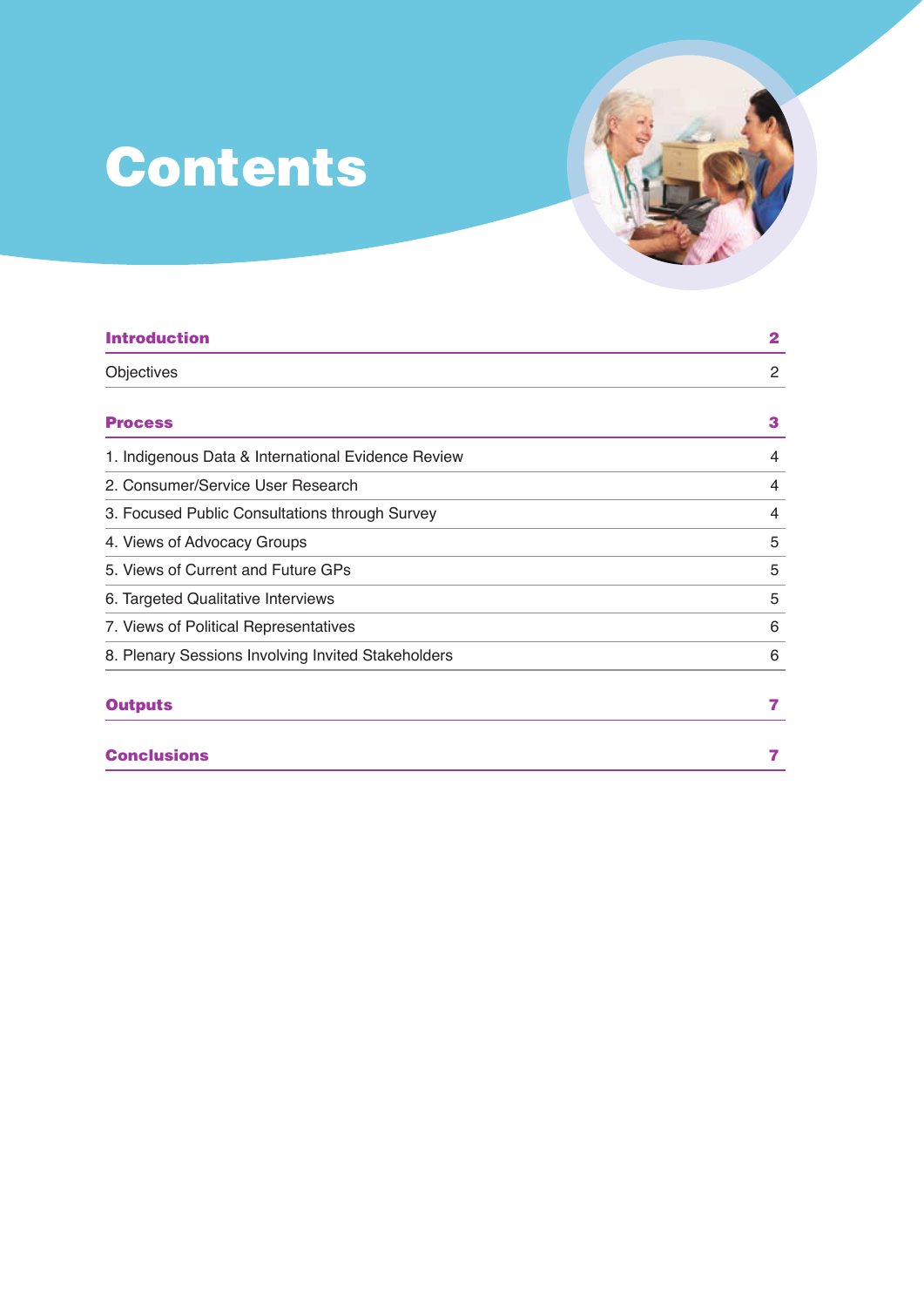# Contents

| | |
|---|---|
| **Introduction** | **2** |
| Objectives | 2 |
| **Process** | **3** |
| 1. Indigenous Data & International Evidence Review | 4 |
| 2. Consumer/Service User Research | 4 |
| 3. Focused Public Consultations through Survey | 4 |
| 4. Views of Advocacy Groups | 5 |
| 5. Views of Current and Future GPs | 5 |
| 6. Targeted Qualitative Interviews | 5 |
| 7. Views of Political Representatives | 6 |
| 8. Plenary Sessions Involving Invited Stakeholders | 6 |
| **Outputs** | **7** |
| **Conclusions** | **7** |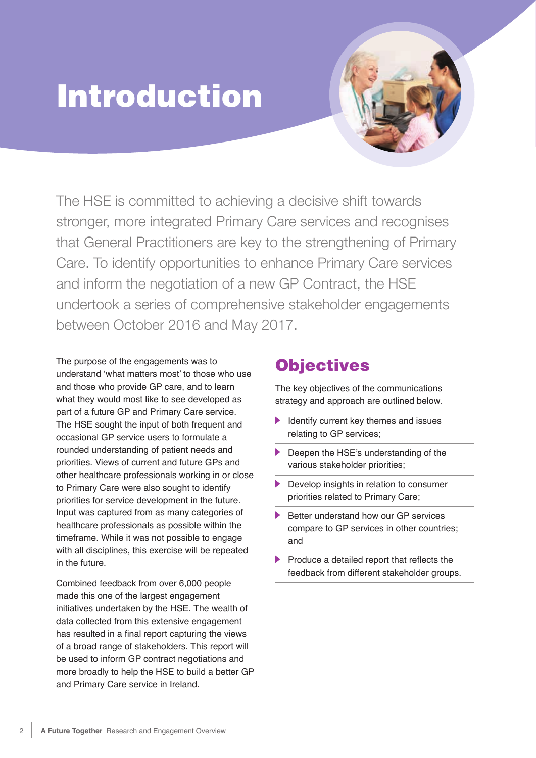# Introduction

The HSE is committed to achieving a decisive shift towards stronger, more integrated Primary Care services and recognises that General Practitioners are key to the strengthening of Primary Care. To identify opportunities to enhance Primary Care services and inform the negotiation of a new GP Contract, the HSE undertook a series of comprehensive stakeholder engagements between October 2016 and May 2017.

The purpose of the engagements was to understand 'what matters most' to those who use and those who provide GP care, and to learn what they would most like to see developed as part of a future GP and Primary Care service. The HSE sought the input of both frequent and occasional GP service users to formulate a rounded understanding of patient needs and priorities. Views of current and future GPs and other healthcare professionals working in or close to Primary Care were also sought to identify priorities for service development in the future. Input was captured from as many categories of healthcare professionals as possible within the timeframe. While it was not possible to engage with all disciplines, this exercise will be repeated in the future.

Combined feedback from over 6,000 people made this one of the largest engagement initiatives undertaken by the HSE. The wealth of data collected from this extensive engagement has resulted in a final report capturing the views of a broad range of stakeholders. This report will be used to inform GP contract negotiations and more broadly to help the HSE to build a better GP and Primary Care service in Ireland.

## Objectives

The key objectives of the communications strategy and approach are outlined below.

- Identify current key themes and issues relating to GP services;
- Deepen the HSE's understanding of the various stakeholder priorities;
- Develop insights in relation to consumer priorities related to Primary Care;
- Better understand how our GP services compare to GP services in other countries; and
- Produce a detailed report that reflects the feedback from different stakeholder groups.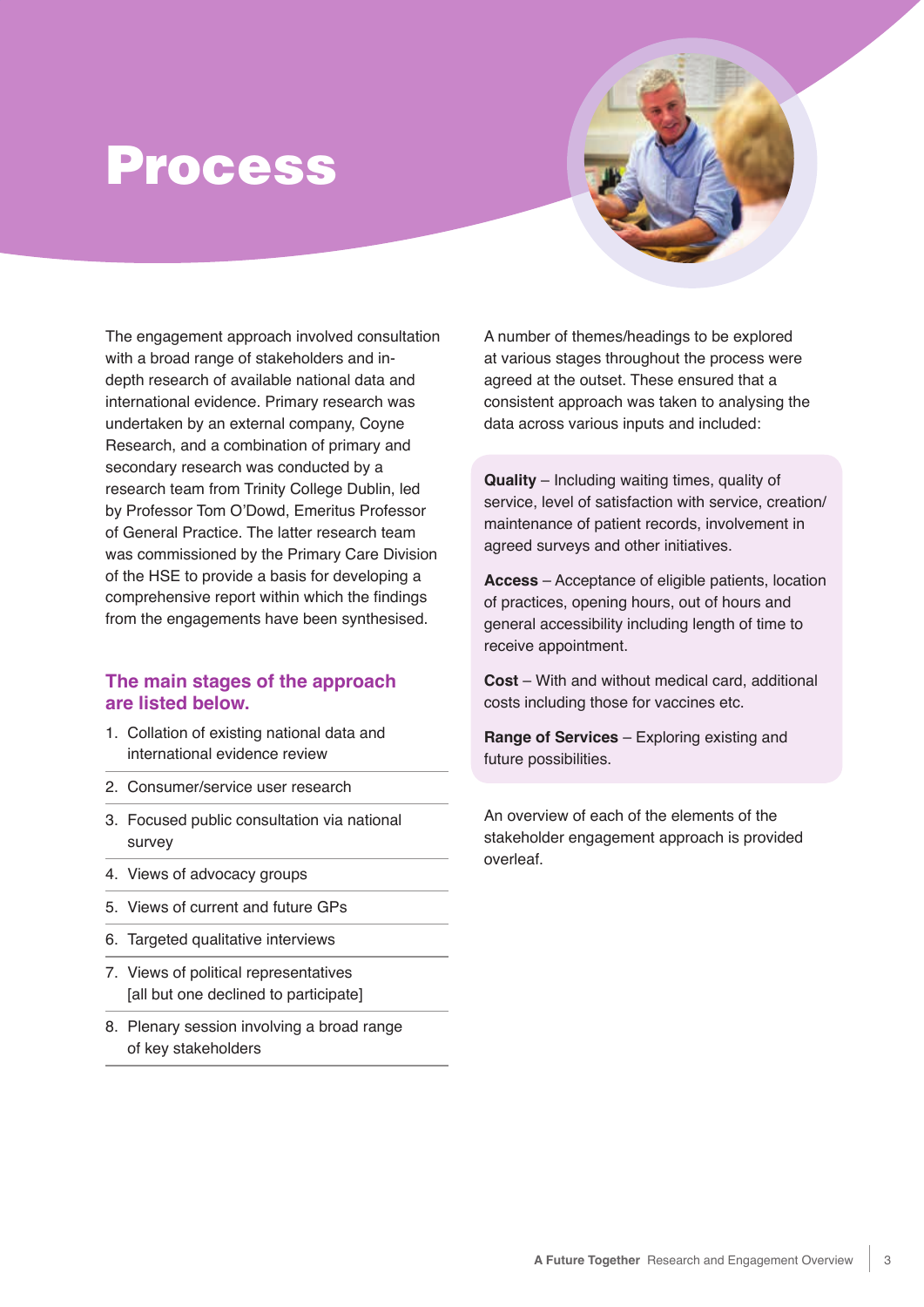# Process

The engagement approach involved consultation with a broad range of stakeholders and in-depth research of available national data and international evidence. Primary research was undertaken by an external company, Coyne Research, and a combination of primary and secondary research was conducted by a research team from Trinity College Dublin, led by Professor Tom O'Dowd, Emeritus Professor of General Practice. The latter research team was commissioned by the Primary Care Division of the HSE to provide a basis for developing a comprehensive report within which the findings from the engagements have been synthesised.

## The main stages of the approach are listed below.

1. Collation of existing national data and international evidence review
2. Consumer/service user research
3. Focused public consultation via national survey
4. Views of advocacy groups
5. Views of current and future GPs
6. Targeted qualitative interviews
7. Views of political representatives [all but one declined to participate]
8. Plenary session involving a broad range of key stakeholders

A number of themes/headings to be explored at various stages throughout the process were agreed at the outset. These ensured that a consistent approach was taken to analysing the data across various inputs and included:

**Quality** – Including waiting times, quality of service, level of satisfaction with service, creation/maintenance of patient records, involvement in agreed surveys and other initiatives.

**Access** – Acceptance of eligible patients, location of practices, opening hours, out of hours and general accessibility including length of time to receive appointment.

**Cost** – With and without medical card, additional costs including those for vaccines etc.

**Range of Services** – Exploring existing and future possibilities.

An overview of each of the elements of the stakeholder engagement approach is provided overleaf.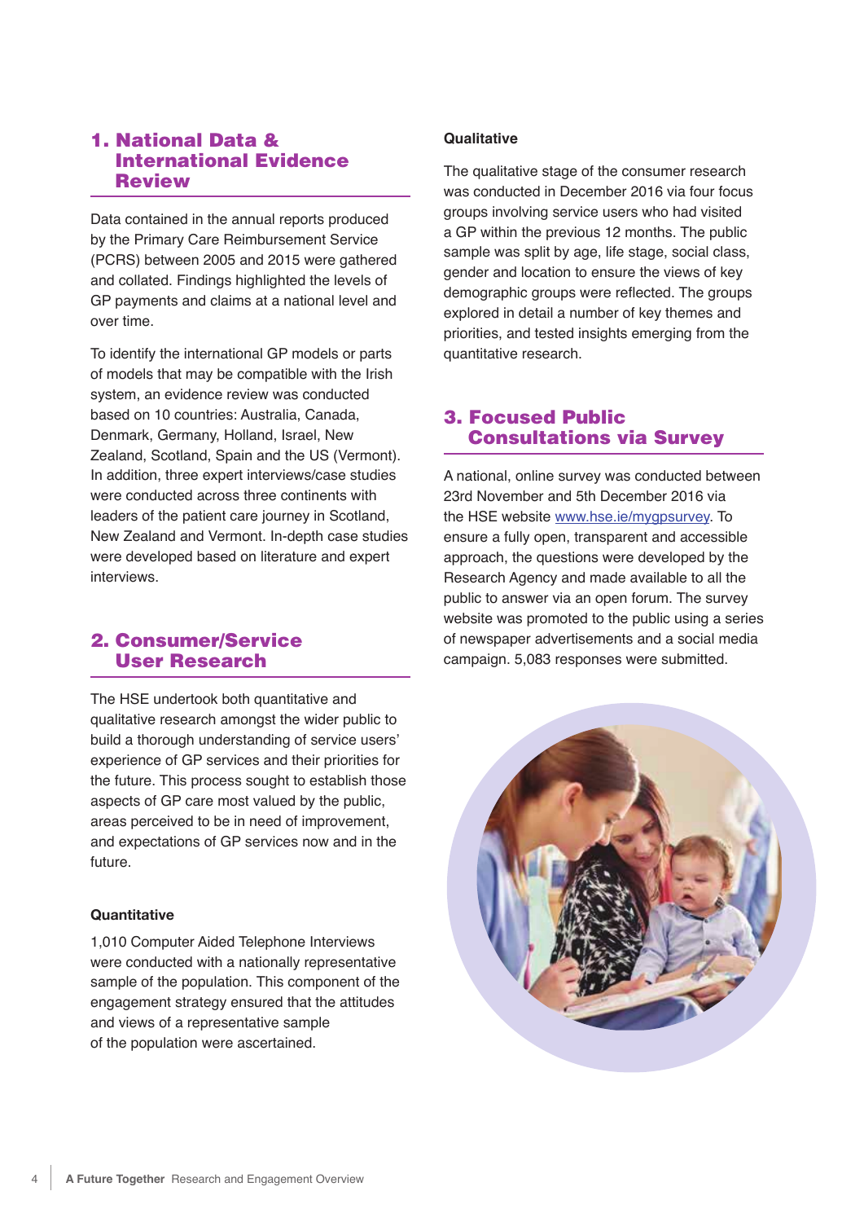## 1. National Data & International Evidence Review

Data contained in the annual reports produced by the Primary Care Reimbursement Service (PCRS) between 2005 and 2015 were gathered and collated. Findings highlighted the levels of GP payments and claims at a national level and over time.

To identify the international GP models or parts of models that may be compatible with the Irish system, an evidence review was conducted based on 10 countries: Australia, Canada, Denmark, Germany, Holland, Israel, New Zealand, Scotland, Spain and the US (Vermont). In addition, three expert interviews/case studies were conducted across three continents with leaders of the patient care journey in Scotland, New Zealand and Vermont. In-depth case studies were developed based on literature and expert interviews.

## 2. Consumer/Service User Research

The HSE undertook both quantitative and qualitative research amongst the wider public to build a thorough understanding of service users' experience of GP services and their priorities for the future. This process sought to establish those aspects of GP care most valued by the public, areas perceived to be in need of improvement, and expectations of GP services now and in the future.

**Quantitative**

1,010 Computer Aided Telephone Interviews were conducted with a nationally representative sample of the population. This component of the engagement strategy ensured that the attitudes and views of a representative sample of the population were ascertained.

**Qualitative**

The qualitative stage of the consumer research was conducted in December 2016 via four focus groups involving service users who had visited a GP within the previous 12 months. The public sample was split by age, life stage, social class, gender and location to ensure the views of key demographic groups were reflected. The groups explored in detail a number of key themes and priorities, and tested insights emerging from the quantitative research.

## 3. Focused Public Consultations via Survey

A national, online survey was conducted between 23rd November and 5th December 2016 via the HSE website www.hse.ie/mygpsurvey. To ensure a fully open, transparent and accessible approach, the questions were developed by the Research Agency and made available to all the public to answer via an open forum. The survey website was promoted to the public using a series of newspaper advertisements and a social media campaign. 5,083 responses were submitted.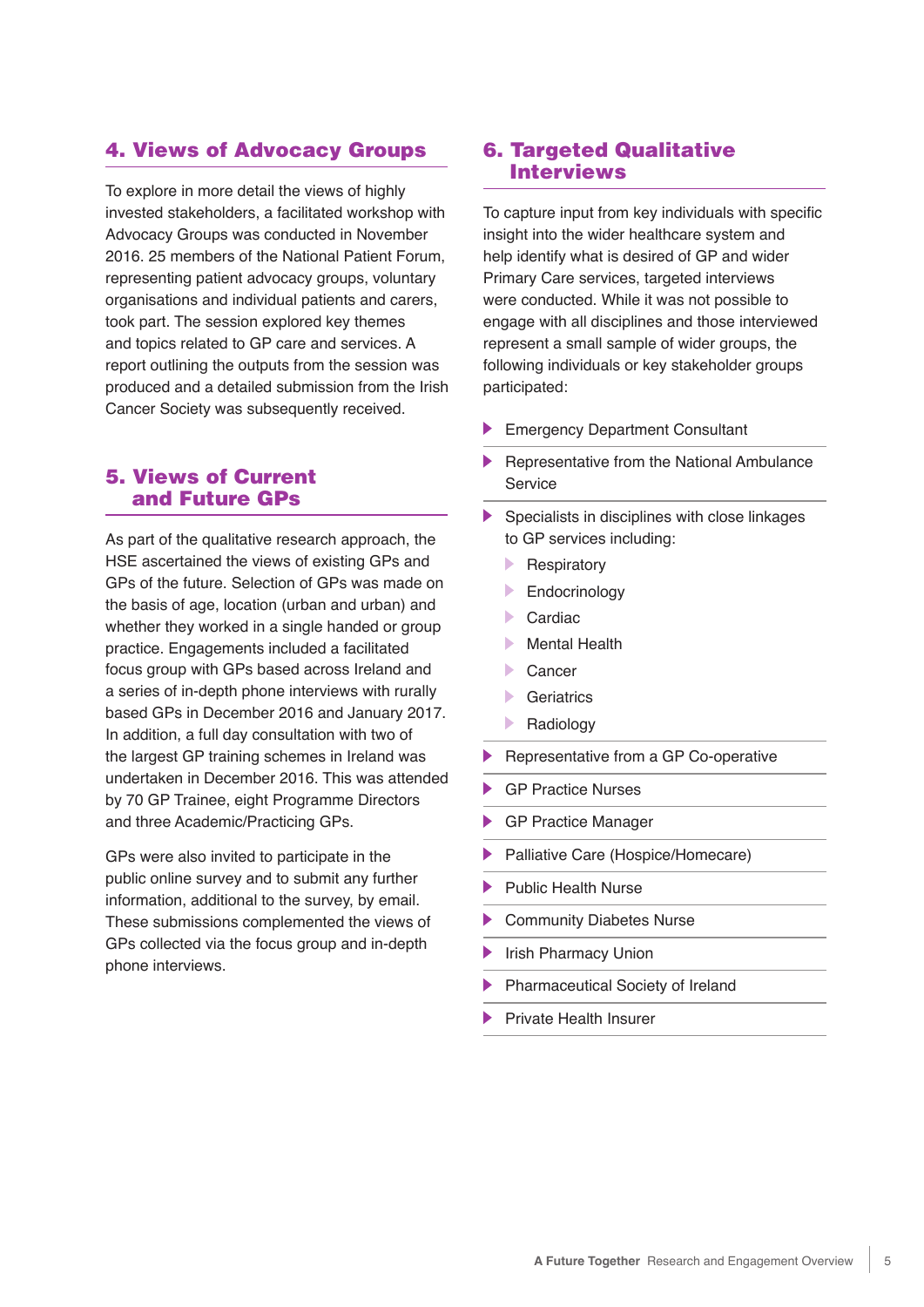## 4. Views of Advocacy Groups

To explore in more detail the views of highly invested stakeholders, a facilitated workshop with Advocacy Groups was conducted in November 2016. 25 members of the National Patient Forum, representing patient advocacy groups, voluntary organisations and individual patients and carers, took part. The session explored key themes and topics related to GP care and services. A report outlining the outputs from the session was produced and a detailed submission from the Irish Cancer Society was subsequently received.

## 5. Views of Current and Future GPs

As part of the qualitative research approach, the HSE ascertained the views of existing GPs and GPs of the future. Selection of GPs was made on the basis of age, location (urban and urban) and whether they worked in a single handed or group practice. Engagements included a facilitated focus group with GPs based across Ireland and a series of in-depth phone interviews with rurally based GPs in December 2016 and January 2017. In addition, a full day consultation with two of the largest GP training schemes in Ireland was undertaken in December 2016. This was attended by 70 GP Trainee, eight Programme Directors and three Academic/Practicing GPs.

GPs were also invited to participate in the public online survey and to submit any further information, additional to the survey, by email. These submissions complemented the views of GPs collected via the focus group and in-depth phone interviews.

## 6. Targeted Qualitative Interviews

To capture input from key individuals with specific insight into the wider healthcare system and help identify what is desired of GP and wider Primary Care services, targeted interviews were conducted. While it was not possible to engage with all disciplines and those interviewed represent a small sample of wider groups, the following individuals or key stakeholder groups participated:

- Emergency Department Consultant
- Representative from the National Ambulance Service
- Specialists in disciplines with close linkages to GP services including:
  - Respiratory
  - Endocrinology
  - Cardiac
  - Mental Health
  - Cancer
  - Geriatrics
  - Radiology
- Representative from a GP Co-operative
- GP Practice Nurses
- GP Practice Manager
- Palliative Care (Hospice/Homecare)
- Public Health Nurse
- Community Diabetes Nurse
- Irish Pharmacy Union
- Pharmaceutical Society of Ireland
- Private Health Insurer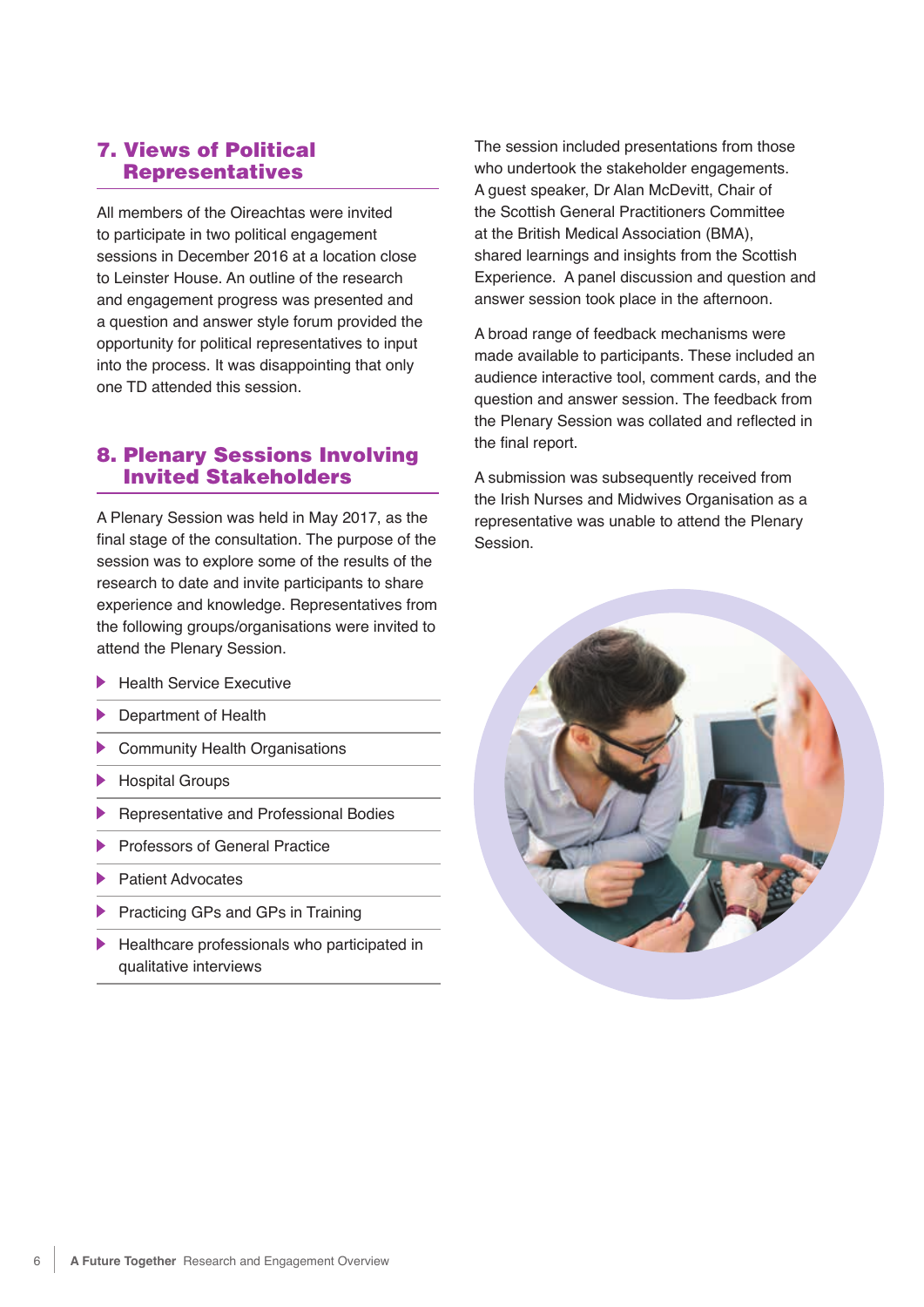## 7. Views of Political Representatives

All members of the Oireachtas were invited to participate in two political engagement sessions in December 2016 at a location close to Leinster House. An outline of the research and engagement progress was presented and a question and answer style forum provided the opportunity for political representatives to input into the process. It was disappointing that only one TD attended this session.

## 8. Plenary Sessions Involving Invited Stakeholders

A Plenary Session was held in May 2017, as the final stage of the consultation. The purpose of the session was to explore some of the results of the research to date and invite participants to share experience and knowledge. Representatives from the following groups/organisations were invited to attend the Plenary Session.

- Health Service Executive
- Department of Health
- Community Health Organisations
- Hospital Groups
- Representative and Professional Bodies
- Professors of General Practice
- Patient Advocates
- Practicing GPs and GPs in Training
- Healthcare professionals who participated in qualitative interviews

The session included presentations from those who undertook the stakeholder engagements. A guest speaker, Dr Alan McDevitt, Chair of the Scottish General Practitioners Committee at the British Medical Association (BMA), shared learnings and insights from the Scottish Experience. A panel discussion and question and answer session took place in the afternoon.

A broad range of feedback mechanisms were made available to participants. These included an audience interactive tool, comment cards, and the question and answer session. The feedback from the Plenary Session was collated and reflected in the final report.

A submission was subsequently received from the Irish Nurses and Midwives Organisation as a representative was unable to attend the Plenary Session.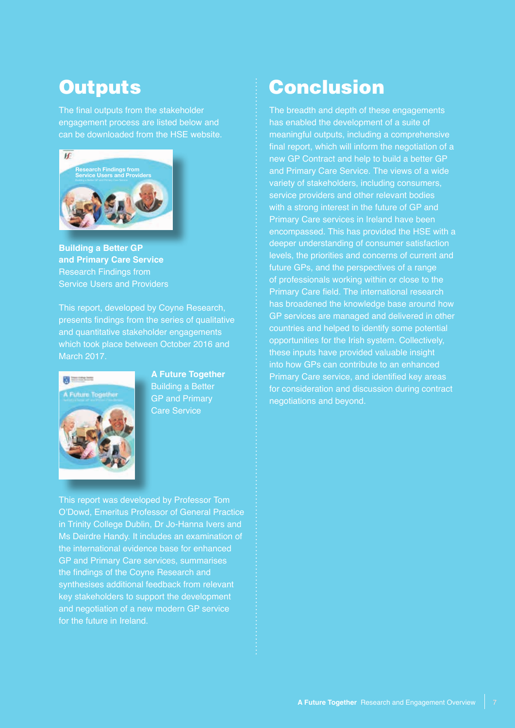# Outputs

The final outputs from the stakeholder engagement process are listed below and can be downloaded from the HSE website.

**Building a Better GP and Primary Care Service**
Research Findings from Service Users and Providers

This report, developed by Coyne Research, presents findings from the series of qualitative and quantitative stakeholder engagements which took place between October 2016 and March 2017.

**A Future Together**
Building a Better GP and Primary Care Service

This report was developed by Professor Tom O'Dowd, Emeritus Professor of General Practice in Trinity College Dublin, Dr Jo-Hanna Ivers and Ms Deirdre Handy. It includes an examination of the international evidence base for enhanced GP and Primary Care services, summarises the findings of the Coyne Research and synthesises additional feedback from relevant key stakeholders to support the development and negotiation of a new modern GP service for the future in Ireland.

# Conclusion

The breadth and depth of these engagements has enabled the development of a suite of meaningful outputs, including a comprehensive final report, which will inform the negotiation of a new GP Contract and help to build a better GP and Primary Care Service. The views of a wide variety of stakeholders, including consumers, service providers and other relevant bodies with a strong interest in the future of GP and Primary Care services in Ireland have been encompassed. This has provided the HSE with a deeper understanding of consumer satisfaction levels, the priorities and concerns of current and future GPs, and the perspectives of a range of professionals working within or close to the Primary Care field. The international research has broadened the knowledge base around how GP services are managed and delivered in other countries and helped to identify some potential opportunities for the Irish system. Collectively, these inputs have provided valuable insight into how GPs can contribute to an enhanced Primary Care service, and identified key areas for consideration and discussion during contract negotiations and beyond.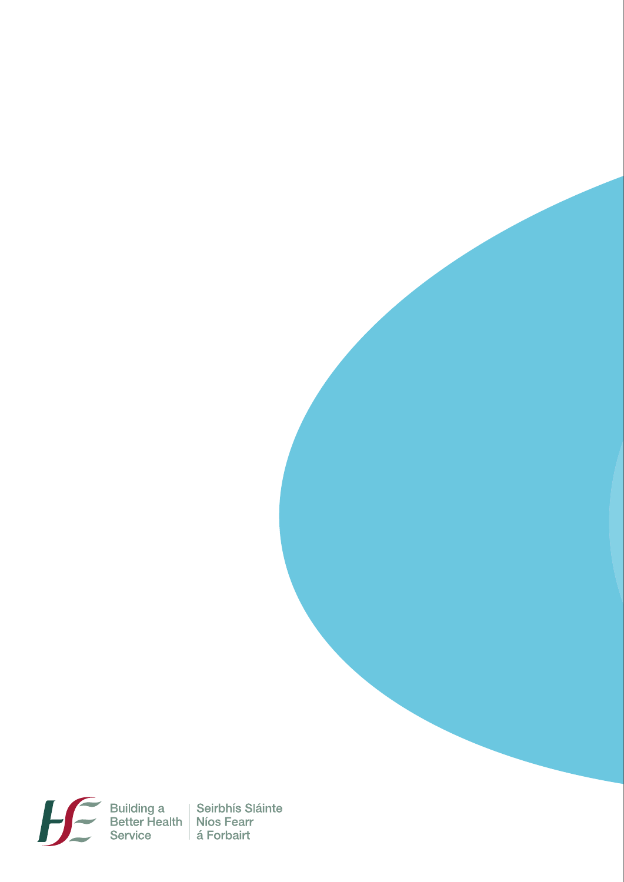Building a Better Health Service

Seirbhís Sláinte Níos Fearr á Forbairt